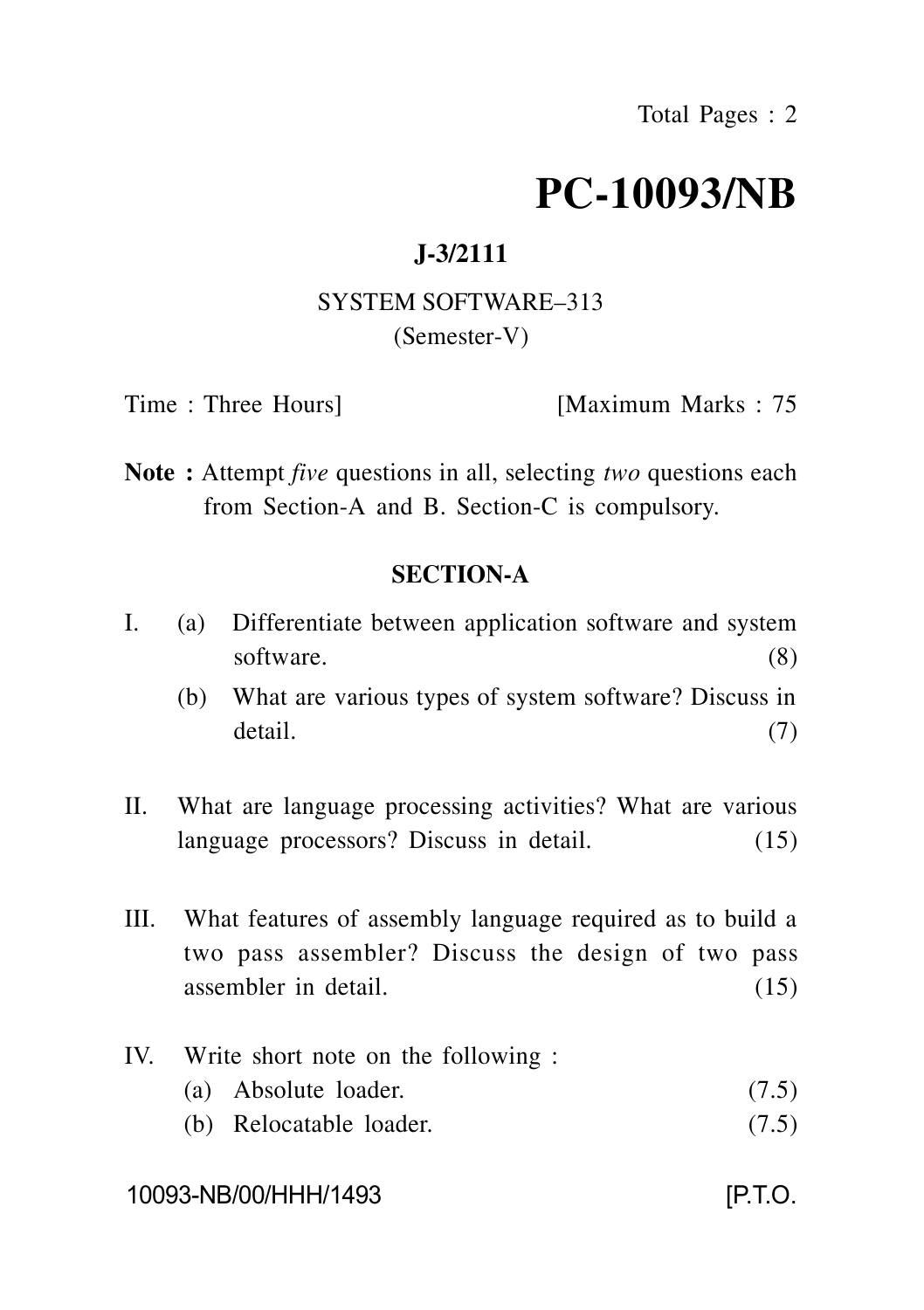Total Pages : 2

# PC-10093/NB

**J-3/2111**

SYSTEM SOFTWARE–313

(Semester-V)

Time : Three Hours] [Maximum Marks : 75

**Note :** Attempt *five* questions in all, selecting *two* questions each from Section-A and B. Section-C is compulsory.

## SECTION-A

I. (a) Differentiate between application software and system software. (8)

(b) What are various types of system software? Discuss in detail. (7)

II. What are language processing activities? What are various language processors? Discuss in detail. (15)

III. What features of assembly language required as to build a two pass assembler? Discuss the design of two pass assembler in detail. (15)

IV. Write short note on the following :

(a) Absolute loader. (7.5)

(b) Relocatable loader. (7.5)

10093-NB/00/HHH/1493 [P.T.O.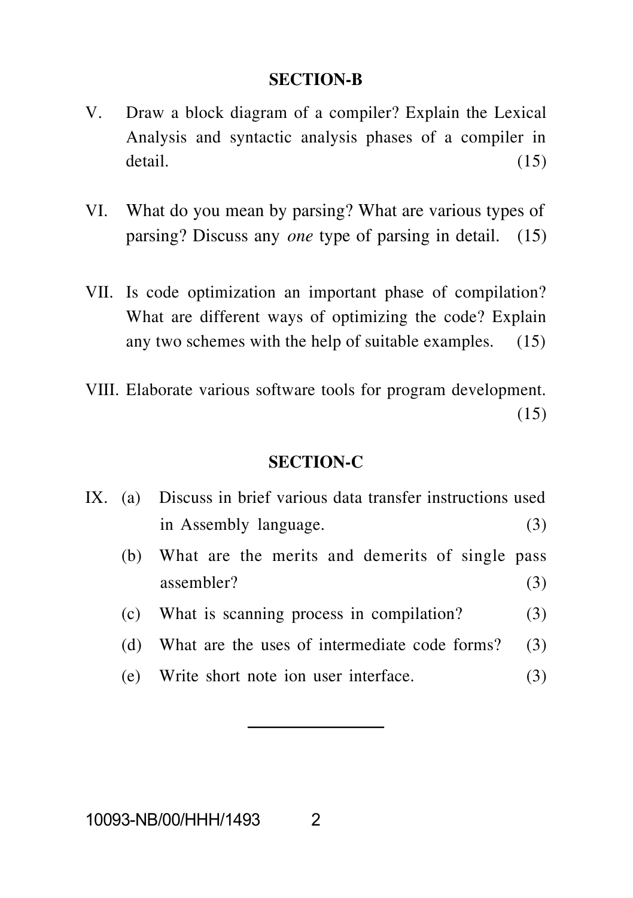## SECTION-B

V. Draw a block diagram of a compiler? Explain the Lexical Analysis and syntactic analysis phases of a compiler in detail. (15)

VI. What do you mean by parsing? What are various types of parsing? Discuss any *one* type of parsing in detail. (15)

VII. Is code optimization an important phase of compilation? What are different ways of optimizing the code? Explain any two schemes with the help of suitable examples. (15)

VIII. Elaborate various software tools for program development. (15)

## SECTION-C

IX. (a) Discuss in brief various data transfer instructions used in Assembly language. (3)

(b) What are the merits and demerits of single pass assembler? (3)

(c) What is scanning process in compilation? (3)

(d) What are the uses of intermediate code forms? (3)

(e) Write short note ion user interface. (3)